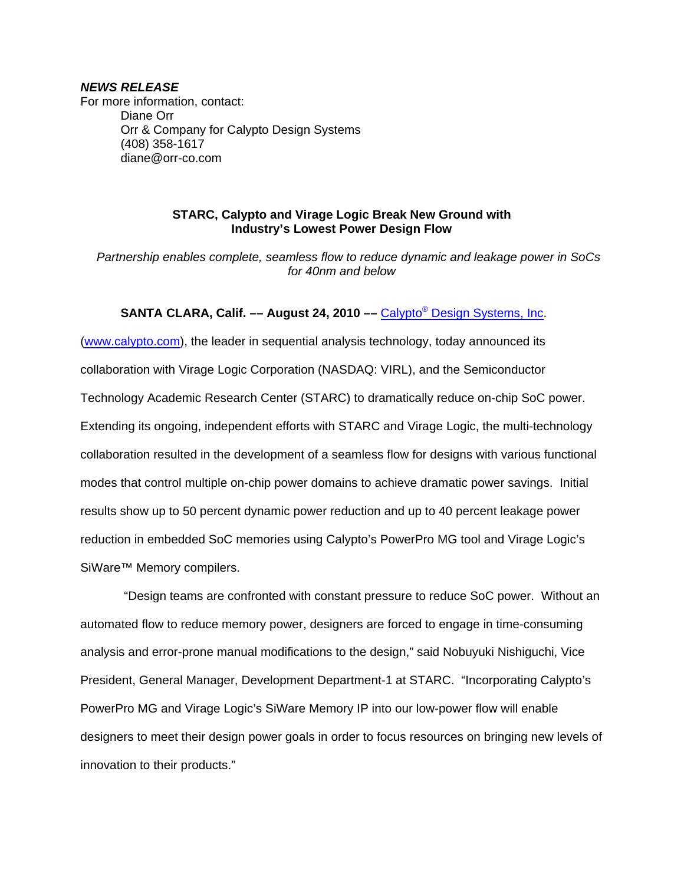***NEWS RELEASE***

For more information, contact:

Diane Orr
Orr & Company for Calypto Design Systems
(408) 358-1617
diane@orr-co.com

**STARC, Calypto and Virage Logic Break New Ground with Industry's Lowest Power Design Flow**

*Partnership enables complete, seamless flow to reduce dynamic and leakage power in SoCs for 40nm and below*

**SANTA CLARA, Calif. –– August 24, 2010 ––** Calypto® Design Systems, Inc. (www.calypto.com), the leader in sequential analysis technology, today announced its collaboration with Virage Logic Corporation (NASDAQ: VIRL), and the Semiconductor Technology Academic Research Center (STARC) to dramatically reduce on-chip SoC power. Extending its ongoing, independent efforts with STARC and Virage Logic, the multi-technology collaboration resulted in the development of a seamless flow for designs with various functional modes that control multiple on-chip power domains to achieve dramatic power savings. Initial results show up to 50 percent dynamic power reduction and up to 40 percent leakage power reduction in embedded SoC memories using Calypto's PowerPro MG tool and Virage Logic's SiWare™ Memory compilers.

"Design teams are confronted with constant pressure to reduce SoC power. Without an automated flow to reduce memory power, designers are forced to engage in time-consuming analysis and error-prone manual modifications to the design," said Nobuyuki Nishiguchi, Vice President, General Manager, Development Department-1 at STARC. "Incorporating Calypto's PowerPro MG and Virage Logic's SiWare Memory IP into our low-power flow will enable designers to meet their design power goals in order to focus resources on bringing new levels of innovation to their products."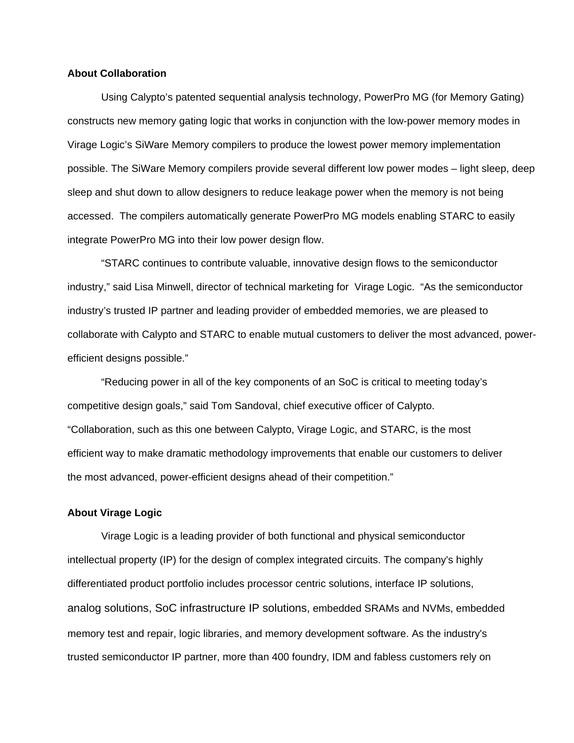**About Collaboration**

Using Calypto's patented sequential analysis technology, PowerPro MG (for Memory Gating) constructs new memory gating logic that works in conjunction with the low-power memory modes in Virage Logic's SiWare Memory compilers to produce the lowest power memory implementation possible. The SiWare Memory compilers provide several different low power modes – light sleep, deep sleep and shut down to allow designers to reduce leakage power when the memory is not being accessed. The compilers automatically generate PowerPro MG models enabling STARC to easily integrate PowerPro MG into their low power design flow.

"STARC continues to contribute valuable, innovative design flows to the semiconductor industry," said Lisa Minwell, director of technical marketing for Virage Logic. "As the semiconductor industry's trusted IP partner and leading provider of embedded memories, we are pleased to collaborate with Calypto and STARC to enable mutual customers to deliver the most advanced, power-efficient designs possible."

"Reducing power in all of the key components of an SoC is critical to meeting today's competitive design goals," said Tom Sandoval, chief executive officer of Calypto. "Collaboration, such as this one between Calypto, Virage Logic, and STARC, is the most efficient way to make dramatic methodology improvements that enable our customers to deliver the most advanced, power-efficient designs ahead of their competition."

**About Virage Logic**

Virage Logic is a leading provider of both functional and physical semiconductor intellectual property (IP) for the design of complex integrated circuits. The company's highly differentiated product portfolio includes processor centric solutions, interface IP solutions, analog solutions, SoC infrastructure IP solutions, embedded SRAMs and NVMs, embedded memory test and repair, logic libraries, and memory development software. As the industry's trusted semiconductor IP partner, more than 400 foundry, IDM and fabless customers rely on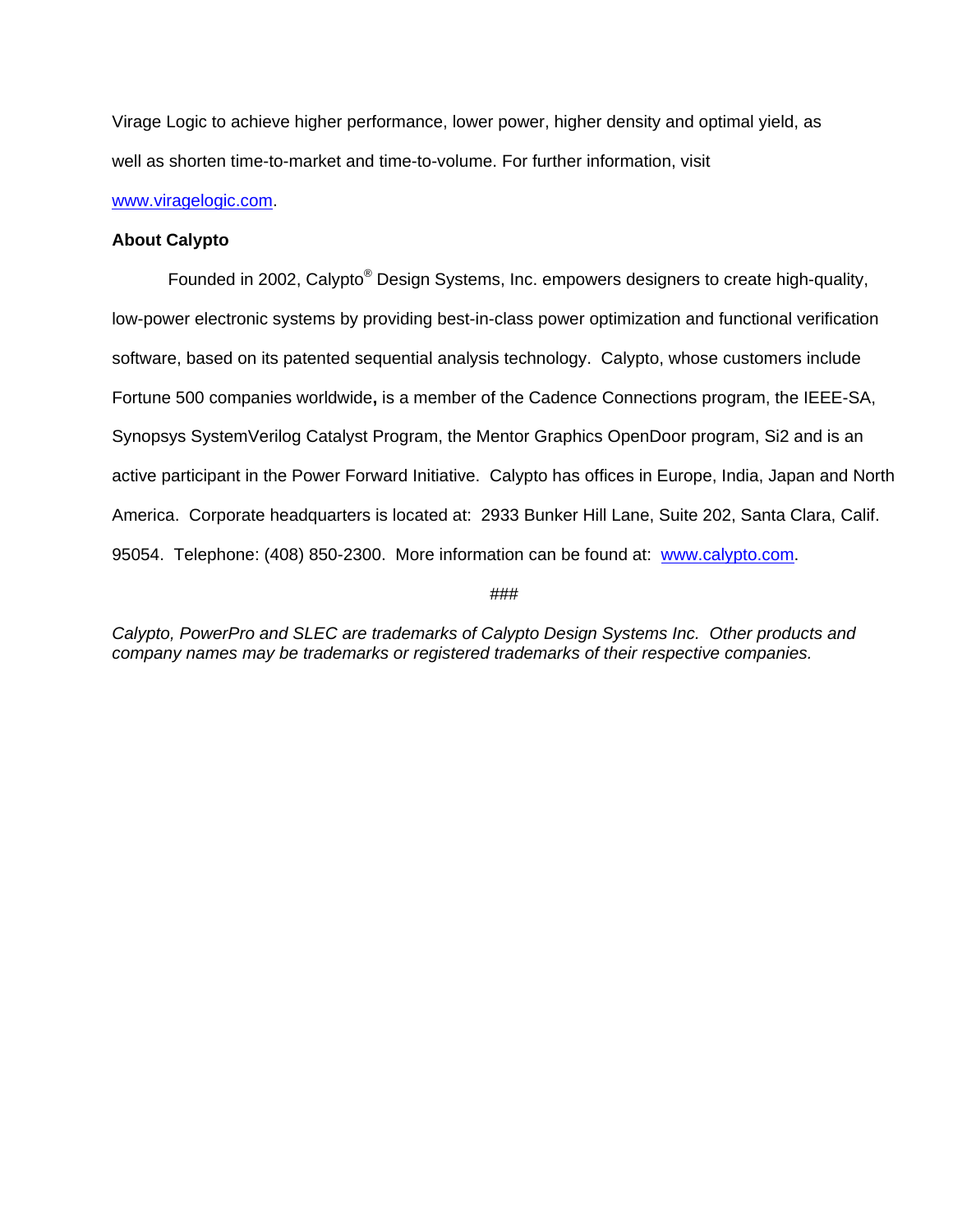Virage Logic to achieve higher performance, lower power, higher density and optimal yield, as well as shorten time-to-market and time-to-volume. For further information, visit www.viragelogic.com.

**About Calypto**

Founded in 2002, Calypto® Design Systems, Inc. empowers designers to create high-quality, low-power electronic systems by providing best-in-class power optimization and functional verification software, based on its patented sequential analysis technology. Calypto, whose customers include Fortune 500 companies worldwide**,** is a member of the Cadence Connections program, the IEEE-SA, Synopsys SystemVerilog Catalyst Program, the Mentor Graphics OpenDoor program, Si2 and is an active participant in the Power Forward Initiative. Calypto has offices in Europe, India, Japan and North America. Corporate headquarters is located at: 2933 Bunker Hill Lane, Suite 202, Santa Clara, Calif. 95054. Telephone: (408) 850-2300. More information can be found at: www.calypto.com.

###

*Calypto, PowerPro and SLEC are trademarks of Calypto Design Systems Inc. Other products and company names may be trademarks or registered trademarks of their respective companies.*